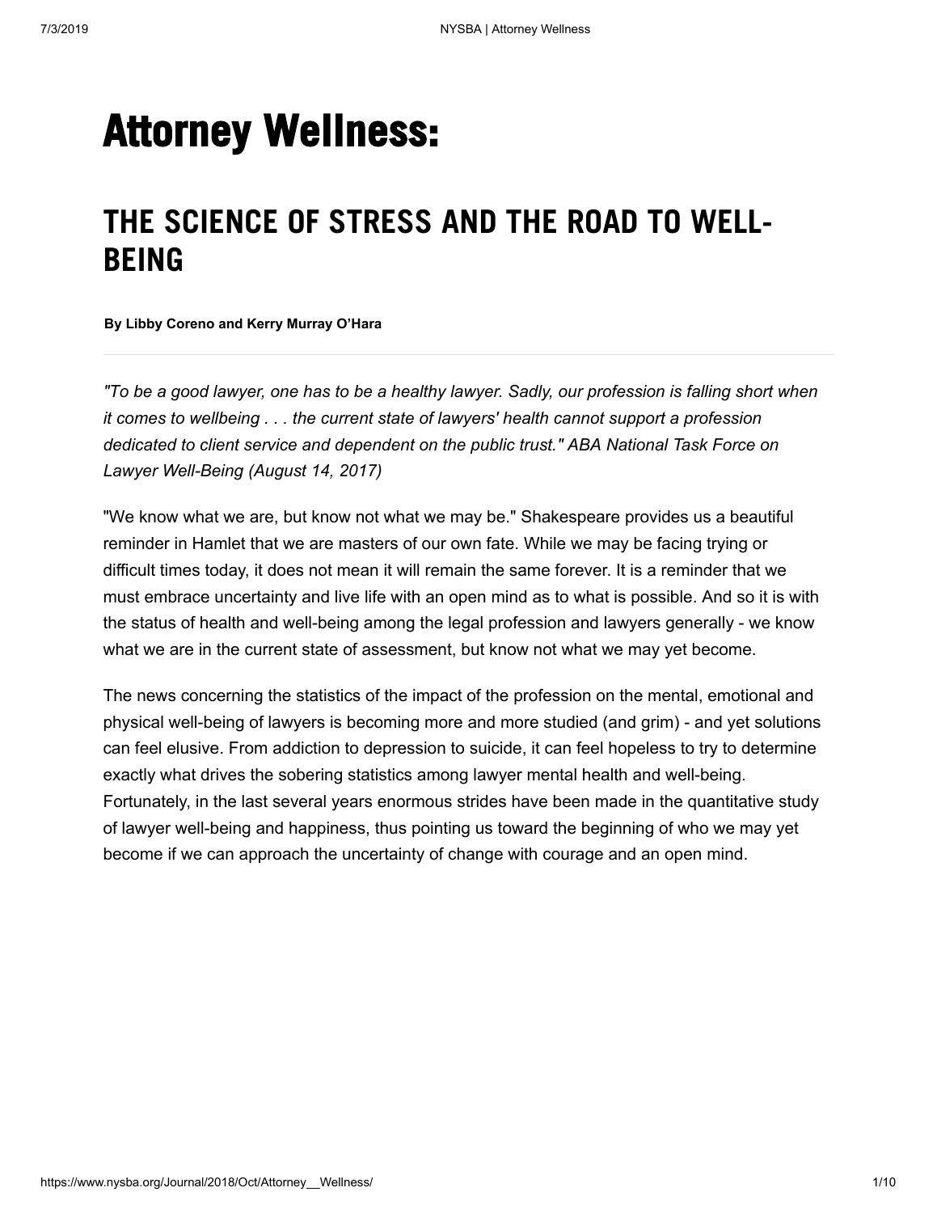# Attorney Wellness:

## THE SCIENCE OF STRESS AND THE ROAD TO WELL-BEING

**By Libby Coreno and Kerry Murray O'Hara**

---

*"To be a good lawyer, one has to be a healthy lawyer. Sadly, our profession is falling short when it comes to wellbeing . . . the current state of lawyers' health cannot support a profession dedicated to client service and dependent on the public trust." ABA National Task Force on Lawyer Well-Being (August 14, 2017)*

"We know what we are, but know not what we may be." Shakespeare provides us a beautiful reminder in Hamlet that we are masters of our own fate. While we may be facing trying or difficult times today, it does not mean it will remain the same forever. It is a reminder that we must embrace uncertainty and live life with an open mind as to what is possible. And so it is with the status of health and well-being among the legal profession and lawyers generally - we know what we are in the current state of assessment, but know not what we may yet become.

The news concerning the statistics of the impact of the profession on the mental, emotional and physical well-being of lawyers is becoming more and more studied (and grim) - and yet solutions can feel elusive. From addiction to depression to suicide, it can feel hopeless to try to determine exactly what drives the sobering statistics among lawyer mental health and well-being. Fortunately, in the last several years enormous strides have been made in the quantitative study of lawyer well-being and happiness, thus pointing us toward the beginning of who we may yet become if we can approach the uncertainty of change with courage and an open mind.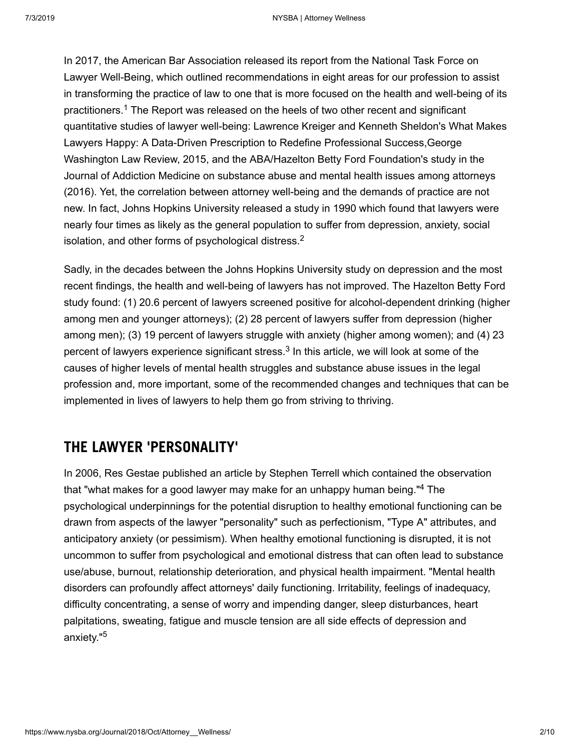In 2017, the American Bar Association released its report from the National Task Force on Lawyer Well-Being, which outlined recommendations in eight areas for our profession to assist in transforming the practice of law to one that is more focused on the health and well-being of its practitioners.[1] The Report was released on the heels of two other recent and significant quantitative studies of lawyer well-being: Lawrence Kreiger and Kenneth Sheldon's What Makes Lawyers Happy: A Data-Driven Prescription to Redefine Professional Success,George Washington Law Review, 2015, and the ABA/Hazelton Betty Ford Foundation's study in the Journal of Addiction Medicine on substance abuse and mental health issues among attorneys (2016). Yet, the correlation between attorney well-being and the demands of practice are not new. In fact, Johns Hopkins University released a study in 1990 which found that lawyers were nearly four times as likely as the general population to suffer from depression, anxiety, social isolation, and other forms of psychological distress.[2]

Sadly, in the decades between the Johns Hopkins University study on depression and the most recent findings, the health and well-being of lawyers has not improved. The Hazelton Betty Ford study found: (1) 20.6 percent of lawyers screened positive for alcohol-dependent drinking (higher among men and younger attorneys); (2) 28 percent of lawyers suffer from depression (higher among men); (3) 19 percent of lawyers struggle with anxiety (higher among women); and (4) 23 percent of lawyers experience significant stress.[3] In this article, we will look at some of the causes of higher levels of mental health struggles and substance abuse issues in the legal profession and, more important, some of the recommended changes and techniques that can be implemented in lives of lawyers to help them go from striving to thriving.

## THE LAWYER 'PERSONALITY'

In 2006, Res Gestae published an article by Stephen Terrell which contained the observation that "what makes for a good lawyer may make for an unhappy human being."[4] The psychological underpinnings for the potential disruption to healthy emotional functioning can be drawn from aspects of the lawyer "personality" such as perfectionism, "Type A" attributes, and anticipatory anxiety (or pessimism). When healthy emotional functioning is disrupted, it is not uncommon to suffer from psychological and emotional distress that can often lead to substance use/abuse, burnout, relationship deterioration, and physical health impairment. "Mental health disorders can profoundly affect attorneys' daily functioning. Irritability, feelings of inadequacy, difficulty concentrating, a sense of worry and impending danger, sleep disturbances, heart palpitations, sweating, fatigue and muscle tension are all side effects of depression and anxiety."[5]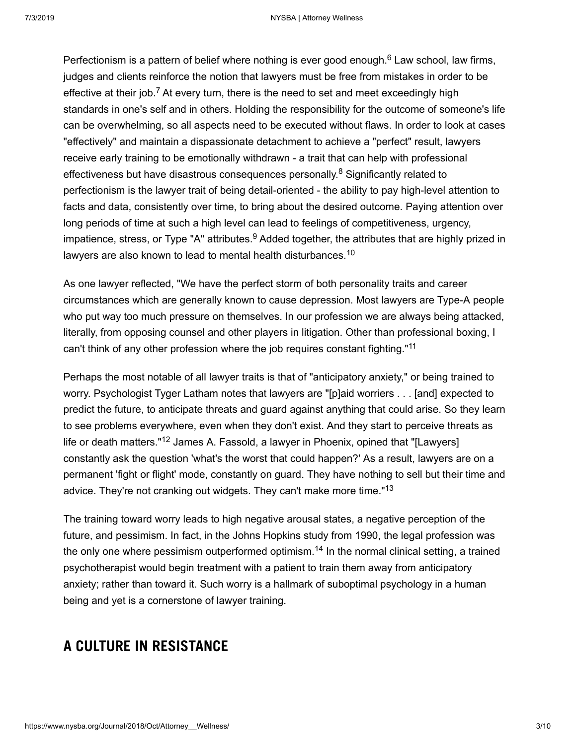Perfectionism is a pattern of belief where nothing is ever good enough.[6] Law school, law firms, judges and clients reinforce the notion that lawyers must be free from mistakes in order to be effective at their job.[7] At every turn, there is the need to set and meet exceedingly high standards in one's self and in others. Holding the responsibility for the outcome of someone's life can be overwhelming, so all aspects need to be executed without flaws. In order to look at cases "effectively" and maintain a dispassionate detachment to achieve a "perfect" result, lawyers receive early training to be emotionally withdrawn - a trait that can help with professional effectiveness but have disastrous consequences personally.[8] Significantly related to perfectionism is the lawyer trait of being detail-oriented - the ability to pay high-level attention to facts and data, consistently over time, to bring about the desired outcome. Paying attention over long periods of time at such a high level can lead to feelings of competitiveness, urgency, impatience, stress, or Type "A" attributes.[9] Added together, the attributes that are highly prized in lawyers are also known to lead to mental health disturbances.[10]

As one lawyer reflected, "We have the perfect storm of both personality traits and career circumstances which are generally known to cause depression. Most lawyers are Type-A people who put way too much pressure on themselves. In our profession we are always being attacked, literally, from opposing counsel and other players in litigation. Other than professional boxing, I can't think of any other profession where the job requires constant fighting."[11]

Perhaps the most notable of all lawyer traits is that of "anticipatory anxiety," or being trained to worry. Psychologist Tyger Latham notes that lawyers are "[p]aid worriers . . . [and] expected to predict the future, to anticipate threats and guard against anything that could arise. So they learn to see problems everywhere, even when they don't exist. And they start to perceive threats as life or death matters."[12] James A. Fassold, a lawyer in Phoenix, opined that "[Lawyers] constantly ask the question 'what's the worst that could happen?' As a result, lawyers are on a permanent 'fight or flight' mode, constantly on guard. They have nothing to sell but their time and advice. They're not cranking out widgets. They can't make more time."[13]

The training toward worry leads to high negative arousal states, a negative perception of the future, and pessimism. In fact, in the Johns Hopkins study from 1990, the legal profession was the only one where pessimism outperformed optimism.[14] In the normal clinical setting, a trained psychotherapist would begin treatment with a patient to train them away from anticipatory anxiety; rather than toward it. Such worry is a hallmark of suboptimal psychology in a human being and yet is a cornerstone of lawyer training.

## A CULTURE IN RESISTANCE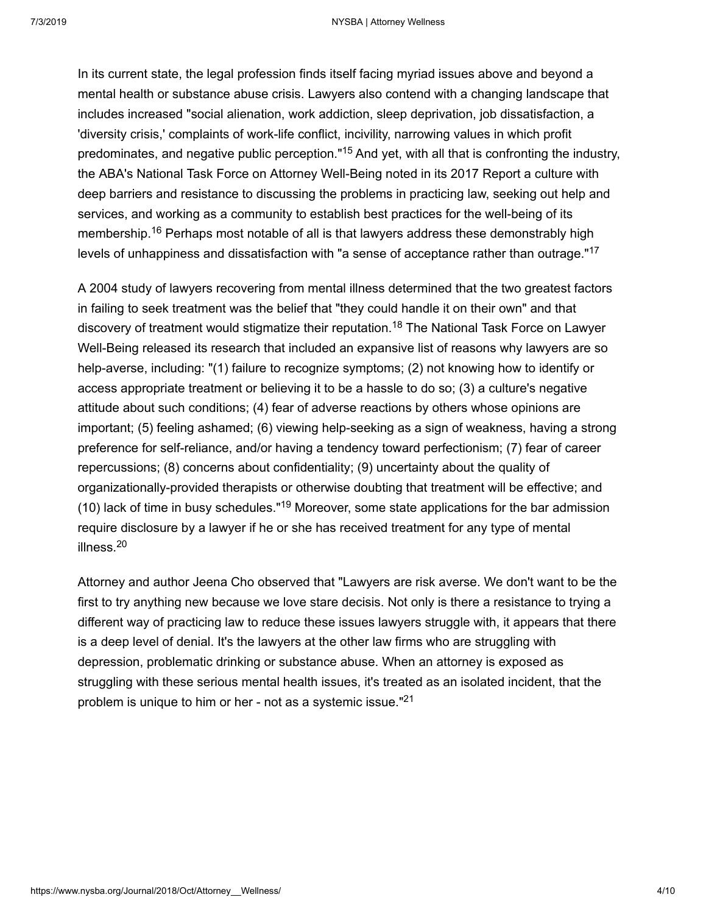In its current state, the legal profession finds itself facing myriad issues above and beyond a mental health or substance abuse crisis. Lawyers also contend with a changing landscape that includes increased "social alienation, work addiction, sleep deprivation, job dissatisfaction, a 'diversity crisis,' complaints of work-life conflict, incivility, narrowing values in which profit predominates, and negative public perception."[15] And yet, with all that is confronting the industry, the ABA's National Task Force on Attorney Well-Being noted in its 2017 Report a culture with deep barriers and resistance to discussing the problems in practicing law, seeking out help and services, and working as a community to establish best practices for the well-being of its membership.[16] Perhaps most notable of all is that lawyers address these demonstrably high levels of unhappiness and dissatisfaction with "a sense of acceptance rather than outrage."[17]

A 2004 study of lawyers recovering from mental illness determined that the two greatest factors in failing to seek treatment was the belief that "they could handle it on their own" and that discovery of treatment would stigmatize their reputation.[18] The National Task Force on Lawyer Well-Being released its research that included an expansive list of reasons why lawyers are so help-averse, including: "(1) failure to recognize symptoms; (2) not knowing how to identify or access appropriate treatment or believing it to be a hassle to do so; (3) a culture's negative attitude about such conditions; (4) fear of adverse reactions by others whose opinions are important; (5) feeling ashamed; (6) viewing help-seeking as a sign of weakness, having a strong preference for self-reliance, and/or having a tendency toward perfectionism; (7) fear of career repercussions; (8) concerns about confidentiality; (9) uncertainty about the quality of organizationally-provided therapists or otherwise doubting that treatment will be effective; and (10) lack of time in busy schedules."[19] Moreover, some state applications for the bar admission require disclosure by a lawyer if he or she has received treatment for any type of mental illness.[20]

Attorney and author Jeena Cho observed that "Lawyers are risk averse. We don't want to be the first to try anything new because we love stare decisis. Not only is there a resistance to trying a different way of practicing law to reduce these issues lawyers struggle with, it appears that there is a deep level of denial. It's the lawyers at the other law firms who are struggling with depression, problematic drinking or substance abuse. When an attorney is exposed as struggling with these serious mental health issues, it's treated as an isolated incident, that the problem is unique to him or her - not as a systemic issue."[21]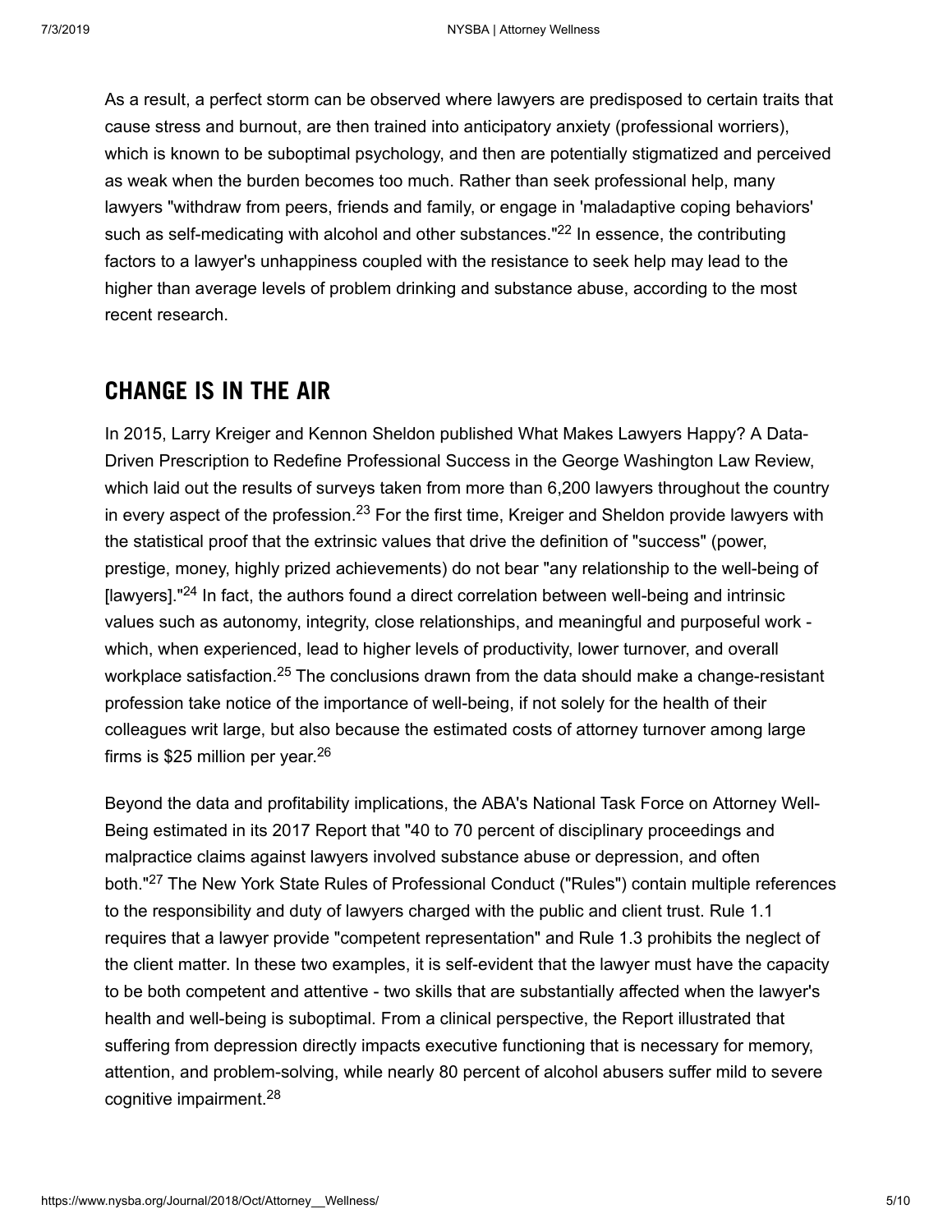As a result, a perfect storm can be observed where lawyers are predisposed to certain traits that cause stress and burnout, are then trained into anticipatory anxiety (professional worriers), which is known to be suboptimal psychology, and then are potentially stigmatized and perceived as weak when the burden becomes too much. Rather than seek professional help, many lawyers "withdraw from peers, friends and family, or engage in 'maladaptive coping behaviors' such as self-medicating with alcohol and other substances."[22] In essence, the contributing factors to a lawyer's unhappiness coupled with the resistance to seek help may lead to the higher than average levels of problem drinking and substance abuse, according to the most recent research.

## CHANGE IS IN THE AIR

In 2015, Larry Kreiger and Kennon Sheldon published What Makes Lawyers Happy? A Data-Driven Prescription to Redefine Professional Success in the George Washington Law Review, which laid out the results of surveys taken from more than 6,200 lawyers throughout the country in every aspect of the profession.[23] For the first time, Kreiger and Sheldon provide lawyers with the statistical proof that the extrinsic values that drive the definition of "success" (power, prestige, money, highly prized achievements) do not bear "any relationship to the well-being of [lawyers]."[24] In fact, the authors found a direct correlation between well-being and intrinsic values such as autonomy, integrity, close relationships, and meaningful and purposeful work - which, when experienced, lead to higher levels of productivity, lower turnover, and overall workplace satisfaction.[25] The conclusions drawn from the data should make a change-resistant profession take notice of the importance of well-being, if not solely for the health of their colleagues writ large, but also because the estimated costs of attorney turnover among large firms is $25 million per year.[26]

Beyond the data and profitability implications, the ABA's National Task Force on Attorney Well-Being estimated in its 2017 Report that "40 to 70 percent of disciplinary proceedings and malpractice claims against lawyers involved substance abuse or depression, and often both."[27] The New York State Rules of Professional Conduct ("Rules") contain multiple references to the responsibility and duty of lawyers charged with the public and client trust. Rule 1.1 requires that a lawyer provide "competent representation" and Rule 1.3 prohibits the neglect of the client matter. In these two examples, it is self-evident that the lawyer must have the capacity to be both competent and attentive - two skills that are substantially affected when the lawyer's health and well-being is suboptimal. From a clinical perspective, the Report illustrated that suffering from depression directly impacts executive functioning that is necessary for memory, attention, and problem-solving, while nearly 80 percent of alcohol abusers suffer mild to severe cognitive impairment.[28]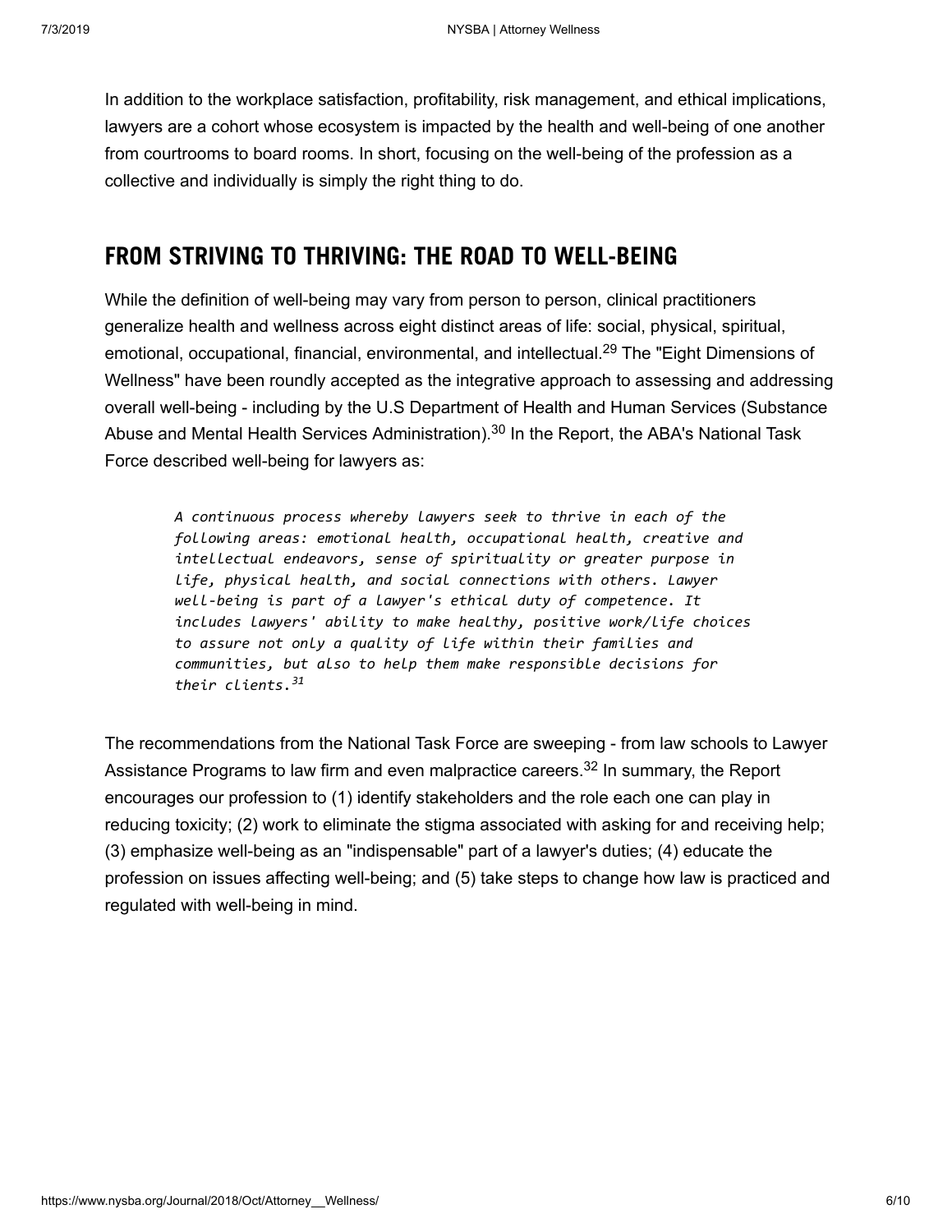In addition to the workplace satisfaction, profitability, risk management, and ethical implications, lawyers are a cohort whose ecosystem is impacted by the health and well-being of one another from courtrooms to board rooms. In short, focusing on the well-being of the profession as a collective and individually is simply the right thing to do.

## FROM STRIVING TO THRIVING: THE ROAD TO WELL-BEING

While the definition of well-being may vary from person to person, clinical practitioners generalize health and wellness across eight distinct areas of life: social, physical, spiritual, emotional, occupational, financial, environmental, and intellectual.[29] The "Eight Dimensions of Wellness" have been roundly accepted as the integrative approach to assessing and addressing overall well-being - including by the U.S Department of Health and Human Services (Substance Abuse and Mental Health Services Administration).[30] In the Report, the ABA's National Task Force described well-being for lawyers as:

> *A continuous process whereby lawyers seek to thrive in each of the following areas: emotional health, occupational health, creative and intellectual endeavors, sense of spirituality or greater purpose in life, physical health, and social connections with others. Lawyer well-being is part of a lawyer's ethical duty of competence. It includes lawyers' ability to make healthy, positive work/life choices to assure not only a quality of life within their families and communities, but also to help them make responsible decisions for their clients.*[31]

The recommendations from the National Task Force are sweeping - from law schools to Lawyer Assistance Programs to law firm and even malpractice careers.[32] In summary, the Report encourages our profession to (1) identify stakeholders and the role each one can play in reducing toxicity; (2) work to eliminate the stigma associated with asking for and receiving help; (3) emphasize well-being as an "indispensable" part of a lawyer's duties; (4) educate the profession on issues affecting well-being; and (5) take steps to change how law is practiced and regulated with well-being in mind.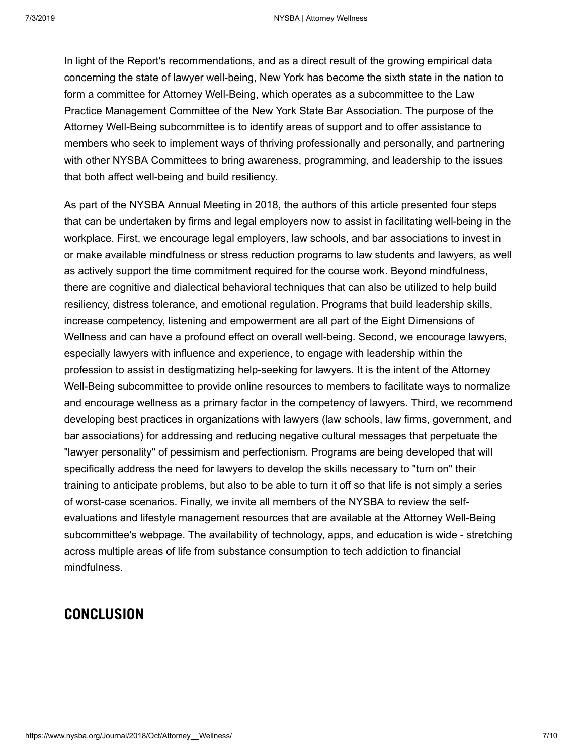In light of the Report's recommendations, and as a direct result of the growing empirical data concerning the state of lawyer well-being, New York has become the sixth state in the nation to form a committee for Attorney Well-Being, which operates as a subcommittee to the Law Practice Management Committee of the New York State Bar Association. The purpose of the Attorney Well-Being subcommittee is to identify areas of support and to offer assistance to members who seek to implement ways of thriving professionally and personally, and partnering with other NYSBA Committees to bring awareness, programming, and leadership to the issues that both affect well-being and build resiliency.

As part of the NYSBA Annual Meeting in 2018, the authors of this article presented four steps that can be undertaken by firms and legal employers now to assist in facilitating well-being in the workplace. First, we encourage legal employers, law schools, and bar associations to invest in or make available mindfulness or stress reduction programs to law students and lawyers, as well as actively support the time commitment required for the course work. Beyond mindfulness, there are cognitive and dialectical behavioral techniques that can also be utilized to help build resiliency, distress tolerance, and emotional regulation. Programs that build leadership skills, increase competency, listening and empowerment are all part of the Eight Dimensions of Wellness and can have a profound effect on overall well-being. Second, we encourage lawyers, especially lawyers with influence and experience, to engage with leadership within the profession to assist in destigmatizing help-seeking for lawyers. It is the intent of the Attorney Well-Being subcommittee to provide online resources to members to facilitate ways to normalize and encourage wellness as a primary factor in the competency of lawyers. Third, we recommend developing best practices in organizations with lawyers (law schools, law firms, government, and bar associations) for addressing and reducing negative cultural messages that perpetuate the "lawyer personality" of pessimism and perfectionism. Programs are being developed that will specifically address the need for lawyers to develop the skills necessary to "turn on" their training to anticipate problems, but also to be able to turn it off so that life is not simply a series of worst-case scenarios. Finally, we invite all members of the NYSBA to review the self-evaluations and lifestyle management resources that are available at the Attorney Well-Being subcommittee's webpage. The availability of technology, apps, and education is wide - stretching across multiple areas of life from substance consumption to tech addiction to financial mindfulness.

## CONCLUSION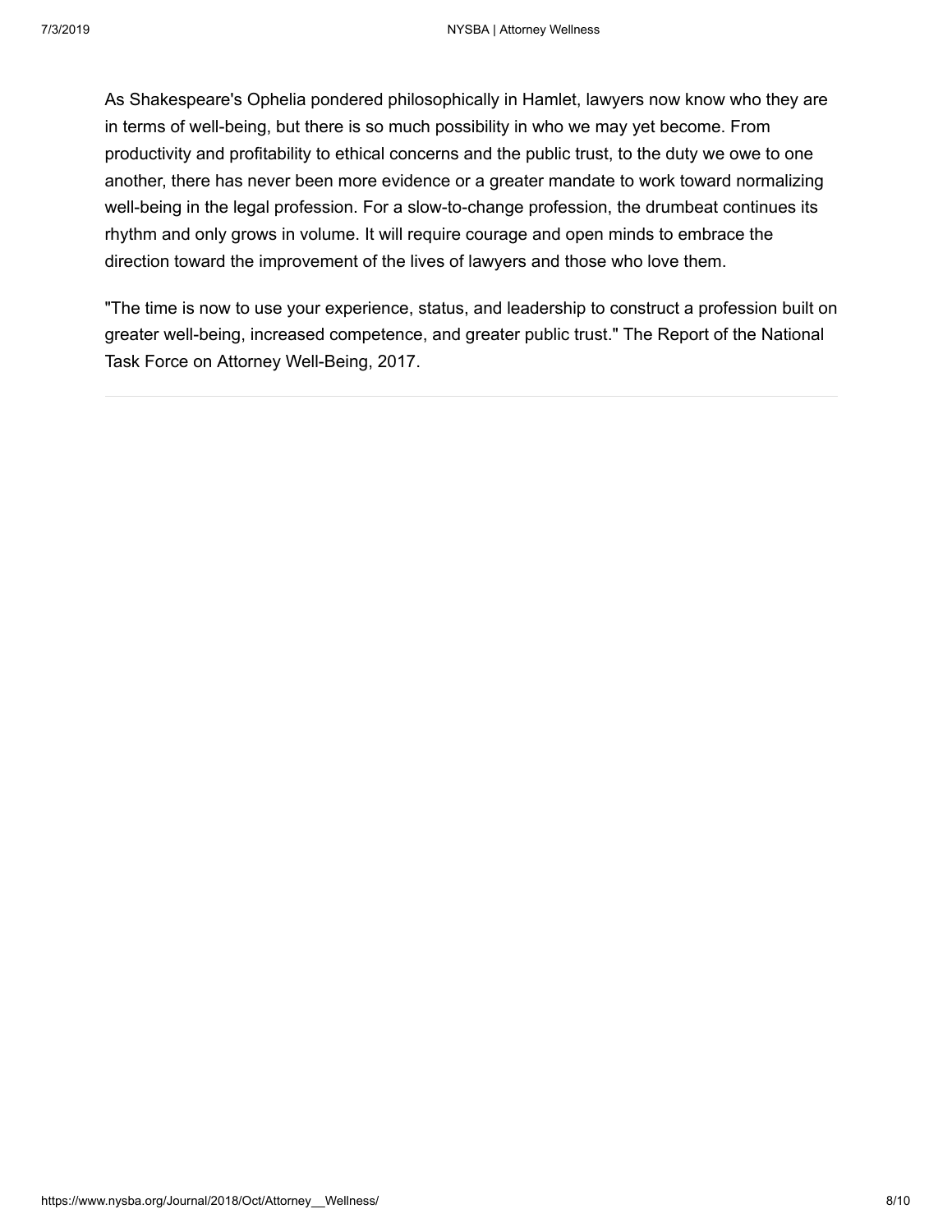As Shakespeare's Ophelia pondered philosophically in Hamlet, lawyers now know who they are in terms of well-being, but there is so much possibility in who we may yet become. From productivity and profitability to ethical concerns and the public trust, to the duty we owe to one another, there has never been more evidence or a greater mandate to work toward normalizing well-being in the legal profession. For a slow-to-change profession, the drumbeat continues its rhythm and only grows in volume. It will require courage and open minds to embrace the direction toward the improvement of the lives of lawyers and those who love them.

"The time is now to use your experience, status, and leadership to construct a profession built on greater well-being, increased competence, and greater public trust." The Report of the National Task Force on Attorney Well-Being, 2017.

---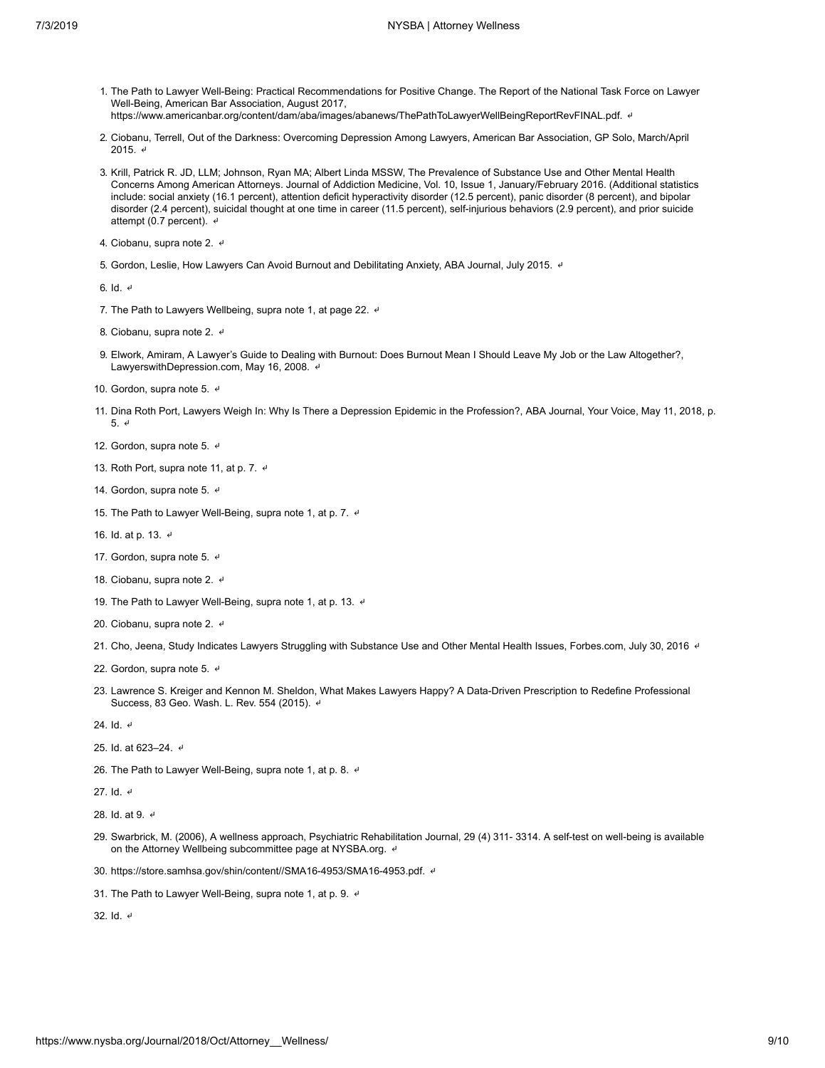1. The Path to Lawyer Well-Being: Practical Recommendations for Positive Change. The Report of the National Task Force on Lawyer Well-Being, American Bar Association, August 2017, https://www.americanbar.org/content/dam/aba/images/abanews/ThePathToLawyerWellBeingReportRevFINAL.pdf. ↩
2. Ciobanu, Terrell, Out of the Darkness: Overcoming Depression Among Lawyers, American Bar Association, GP Solo, March/April 2015. ↩
3. Krill, Patrick R. JD, LLM; Johnson, Ryan MA; Albert Linda MSSW, The Prevalence of Substance Use and Other Mental Health Concerns Among American Attorneys. Journal of Addiction Medicine, Vol. 10, Issue 1, January/February 2016. (Additional statistics include: social anxiety (16.1 percent), attention deficit hyperactivity disorder (12.5 percent), panic disorder (8 percent), and bipolar disorder (2.4 percent), suicidal thought at one time in career (11.5 percent), self-injurious behaviors (2.9 percent), and prior suicide attempt (0.7 percent). ↩
4. Ciobanu, supra note 2. ↩
5. Gordon, Leslie, How Lawyers Can Avoid Burnout and Debilitating Anxiety, ABA Journal, July 2015. ↩
6. Id. ↩
7. The Path to Lawyers Wellbeing, supra note 1, at page 22. ↩
8. Ciobanu, supra note 2. ↩
9. Elwork, Amiram, A Lawyer's Guide to Dealing with Burnout: Does Burnout Mean I Should Leave My Job or the Law Altogether?, LawyerswithDepression.com, May 16, 2008. ↩
10. Gordon, supra note 5. ↩
11. Dina Roth Port, Lawyers Weigh In: Why Is There a Depression Epidemic in the Profession?, ABA Journal, Your Voice, May 11, 2018, p. 5. ↩
12. Gordon, supra note 5. ↩
13. Roth Port, supra note 11, at p. 7. ↩
14. Gordon, supra note 5. ↩
15. The Path to Lawyer Well-Being, supra note 1, at p. 7. ↩
16. Id. at p. 13. ↩
17. Gordon, supra note 5. ↩
18. Ciobanu, supra note 2. ↩
19. The Path to Lawyer Well-Being, supra note 1, at p. 13. ↩
20. Ciobanu, supra note 2. ↩
21. Cho, Jeena, Study Indicates Lawyers Struggling with Substance Use and Other Mental Health Issues, Forbes.com, July 30, 2016 ↩
22. Gordon, supra note 5. ↩
23. Lawrence S. Kreiger and Kennon M. Sheldon, What Makes Lawyers Happy? A Data-Driven Prescription to Redefine Professional Success, 83 Geo. Wash. L. Rev. 554 (2015). ↩
24. Id. ↩
25. Id. at 623–24. ↩
26. The Path to Lawyer Well-Being, supra note 1, at p. 8. ↩
27. Id. ↩
28. Id. at 9. ↩
29. Swarbrick, M. (2006), A wellness approach, Psychiatric Rehabilitation Journal, 29 (4) 311- 3314. A self-test on well-being is available on the Attorney Wellbeing subcommittee page at NYSBA.org. ↩
30. https://store.samhsa.gov/shin/content//SMA16-4953/SMA16-4953.pdf. ↩
31. The Path to Lawyer Well-Being, supra note 1, at p. 9. ↩
32. Id. ↩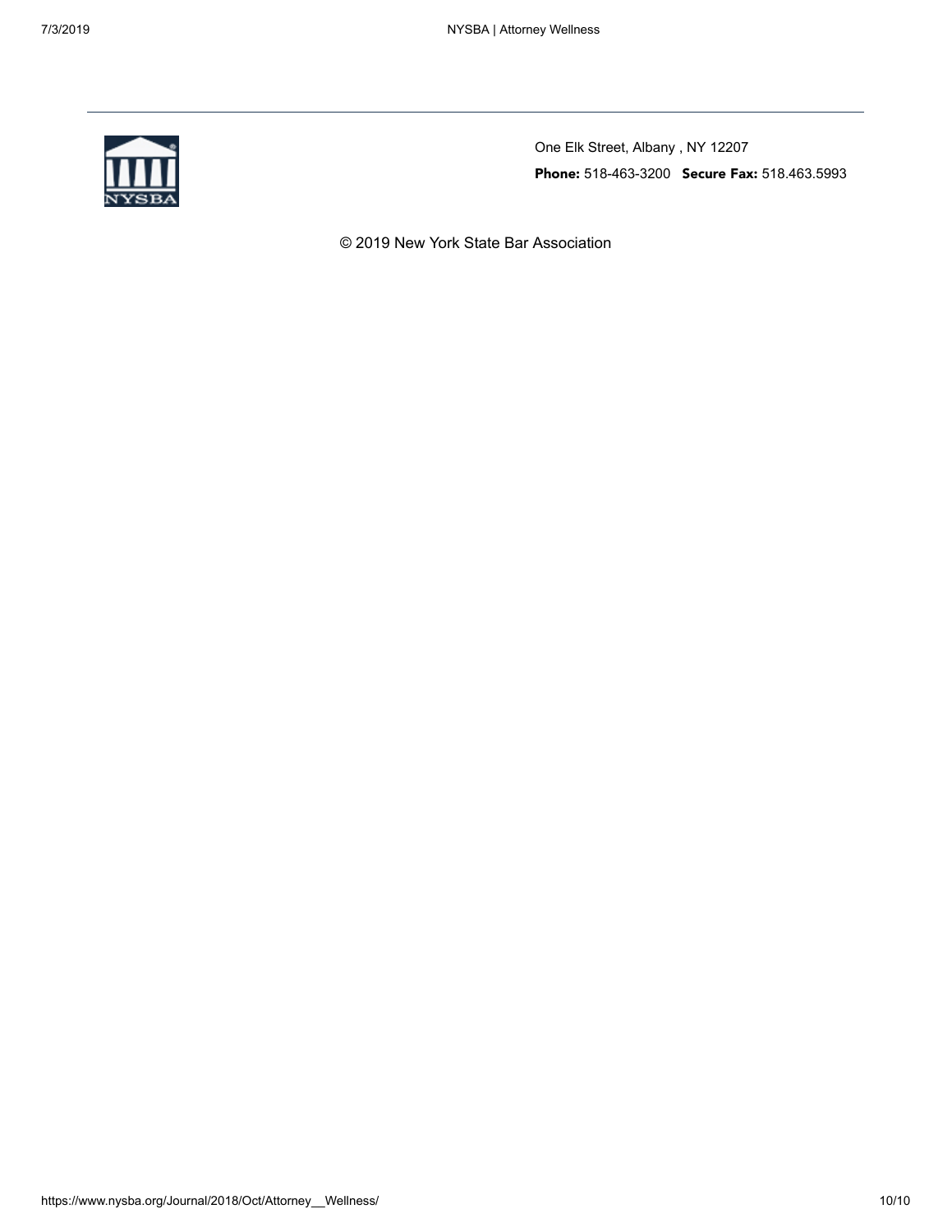One Elk Street, Albany , NY 12207

**Phone:** 518-463-3200 **Secure Fax:** 518.463.5993

© 2019 New York State Bar Association